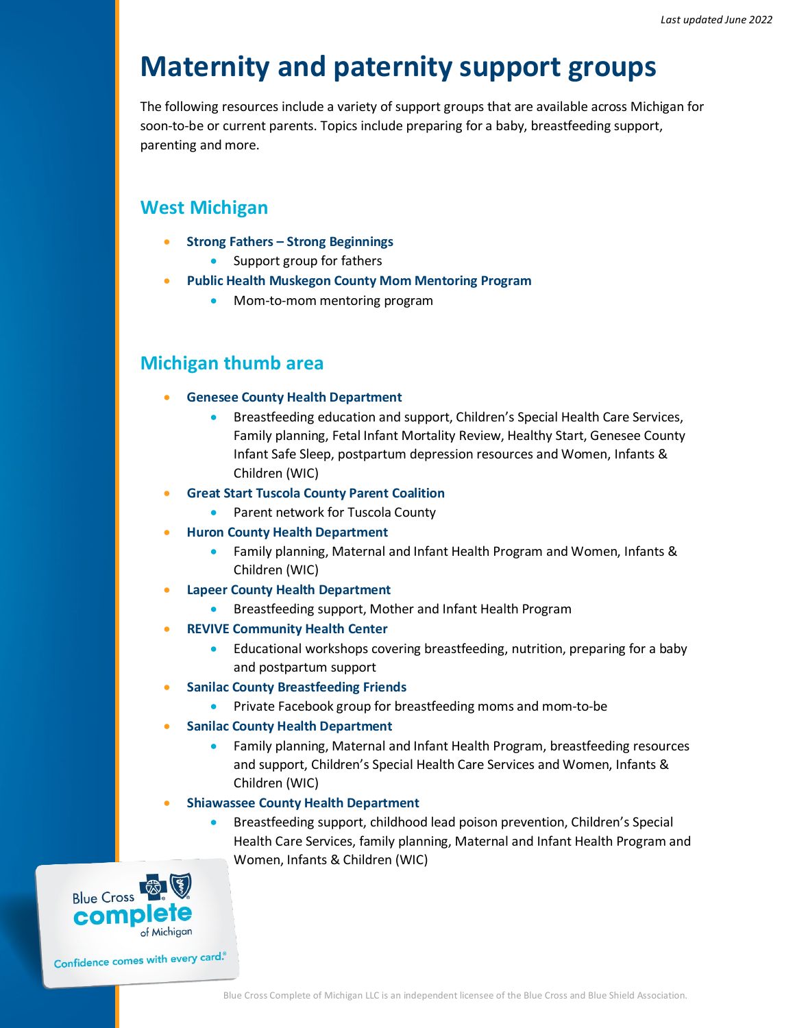*Last updated June 2022*

# Maternity and paternity support groups

The following resources include a variety of support groups that are available across Michigan for soon-to-be or current parents. Topics include preparing for a baby, breastfeeding support, parenting and more.

## West Michigan

- **Strong Fathers – Strong Beginnings**
    - Support group for fathers
- **Public Health Muskegon County Mom Mentoring Program**
    - Mom-to-mom mentoring program

## Michigan thumb area

- **Genesee County Health Department**
    - Breastfeeding education and support, Children's Special Health Care Services, Family planning, Fetal Infant Mortality Review, Healthy Start, Genesee County Infant Safe Sleep, postpartum depression resources and Women, Infants & Children (WIC)
- **Great Start Tuscola County Parent Coalition**
    - Parent network for Tuscola County
- **Huron County Health Department**
    - Family planning, Maternal and Infant Health Program and Women, Infants & Children (WIC)
- **Lapeer County Health Department**
    - Breastfeeding support, Mother and Infant Health Program
- **REVIVE Community Health Center**
    - Educational workshops covering breastfeeding, nutrition, preparing for a baby and postpartum support
- **Sanilac County Breastfeeding Friends**
    - Private Facebook group for breastfeeding moms and mom-to-be
- **Sanilac County Health Department**
    - Family planning, Maternal and Infant Health Program, breastfeeding resources and support, Children's Special Health Care Services and Women, Infants & Children (WIC)
- **Shiawassee County Health Department**
    - Breastfeeding support, childhood lead poison prevention, Children's Special Health Care Services, family planning, Maternal and Infant Health Program and Women, Infants & Children (WIC)

Blue Cross Complete of Michigan — Confidence comes with every card.®

Blue Cross Complete of Michigan LLC is an independent licensee of the Blue Cross and Blue Shield Association.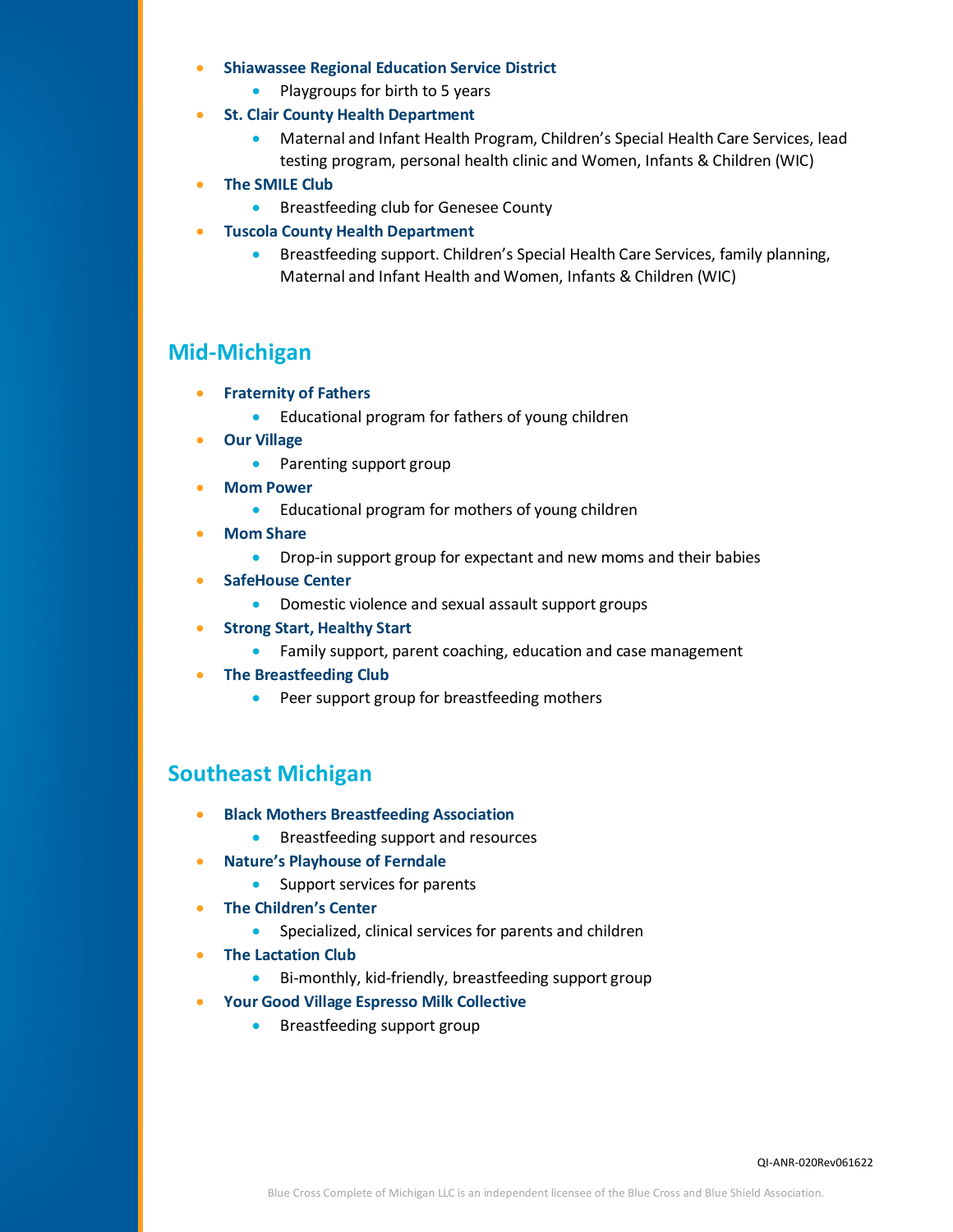- **Shiawassee Regional Education Service District**
  - Playgroups for birth to 5 years
- **St. Clair County Health Department**
  - Maternal and Infant Health Program, Children's Special Health Care Services, lead testing program, personal health clinic and Women, Infants & Children (WIC)
- **The SMILE Club**
  - Breastfeeding club for Genesee County
- **Tuscola County Health Department**
  - Breastfeeding support. Children's Special Health Care Services, family planning, Maternal and Infant Health and Women, Infants & Children (WIC)

## Mid-Michigan

- **Fraternity of Fathers**
  - Educational program for fathers of young children
- **Our Village**
  - Parenting support group
- **Mom Power**
  - Educational program for mothers of young children
- **Mom Share**
  - Drop-in support group for expectant and new moms and their babies
- **SafeHouse Center**
  - Domestic violence and sexual assault support groups
- **Strong Start, Healthy Start**
  - Family support, parent coaching, education and case management
- **The Breastfeeding Club**
  - Peer support group for breastfeeding mothers

## Southeast Michigan

- **Black Mothers Breastfeeding Association**
  - Breastfeeding support and resources
- **Nature's Playhouse of Ferndale**
  - Support services for parents
- **The Children's Center**
  - Specialized, clinical services for parents and children
- **The Lactation Club**
  - Bi-monthly, kid-friendly, breastfeeding support group
- **Your Good Village Espresso Milk Collective**
  - Breastfeeding support group

QI-ANR-020Rev061622

Blue Cross Complete of Michigan LLC is an independent licensee of the Blue Cross and Blue Shield Association.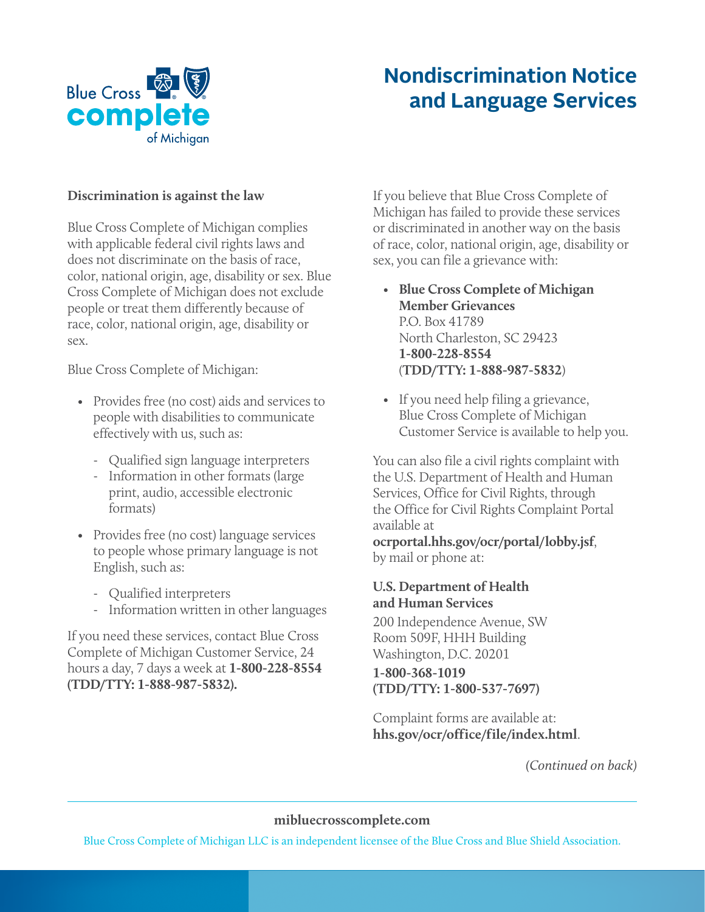# Nondiscrimination Notice and Language Services

**Discrimination is against the law**

Blue Cross Complete of Michigan complies with applicable federal civil rights laws and does not discriminate on the basis of race, color, national origin, age, disability or sex. Blue Cross Complete of Michigan does not exclude people or treat them differently because of race, color, national origin, age, disability or sex.

Blue Cross Complete of Michigan:

- Provides free (no cost) aids and services to people with disabilities to communicate effectively with us, such as:
  - Qualified sign language interpreters
  - Information in other formats (large print, audio, accessible electronic formats)
- Provides free (no cost) language services to people whose primary language is not English, such as:
  - Qualified interpreters
  - Information written in other languages

If you need these services, contact Blue Cross Complete of Michigan Customer Service, 24 hours a day, 7 days a week at **1-800-228-8554 (TDD/TTY: 1-888-987-5832).**

If you believe that Blue Cross Complete of Michigan has failed to provide these services or discriminated in another way on the basis of race, color, national origin, age, disability or sex, you can file a grievance with:

- **Blue Cross Complete of Michigan Member Grievances**
  P.O. Box 41789
  North Charleston, SC 29423
  **1-800-228-8554**
  (**TDD/TTY: 1-888-987-5832**)
- If you need help filing a grievance, Blue Cross Complete of Michigan Customer Service is available to help you.

You can also file a civil rights complaint with the U.S. Department of Health and Human Services, Office for Civil Rights, through the Office for Civil Rights Complaint Portal available at **ocrportal.hhs.gov/ocr/portal/lobby.jsf**, by mail or phone at:

**U.S. Department of Health and Human Services**
200 Independence Avenue, SW
Room 509F, HHH Building
Washington, D.C. 20201
**1-800-368-1019**
**(TDD/TTY: 1-800-537-7697)**

Complaint forms are available at: **hhs.gov/ocr/office/file/index.html**.

*(Continued on back)*

**mibluecrosscomplete.com**

Blue Cross Complete of Michigan LLC is an independent licensee of the Blue Cross and Blue Shield Association.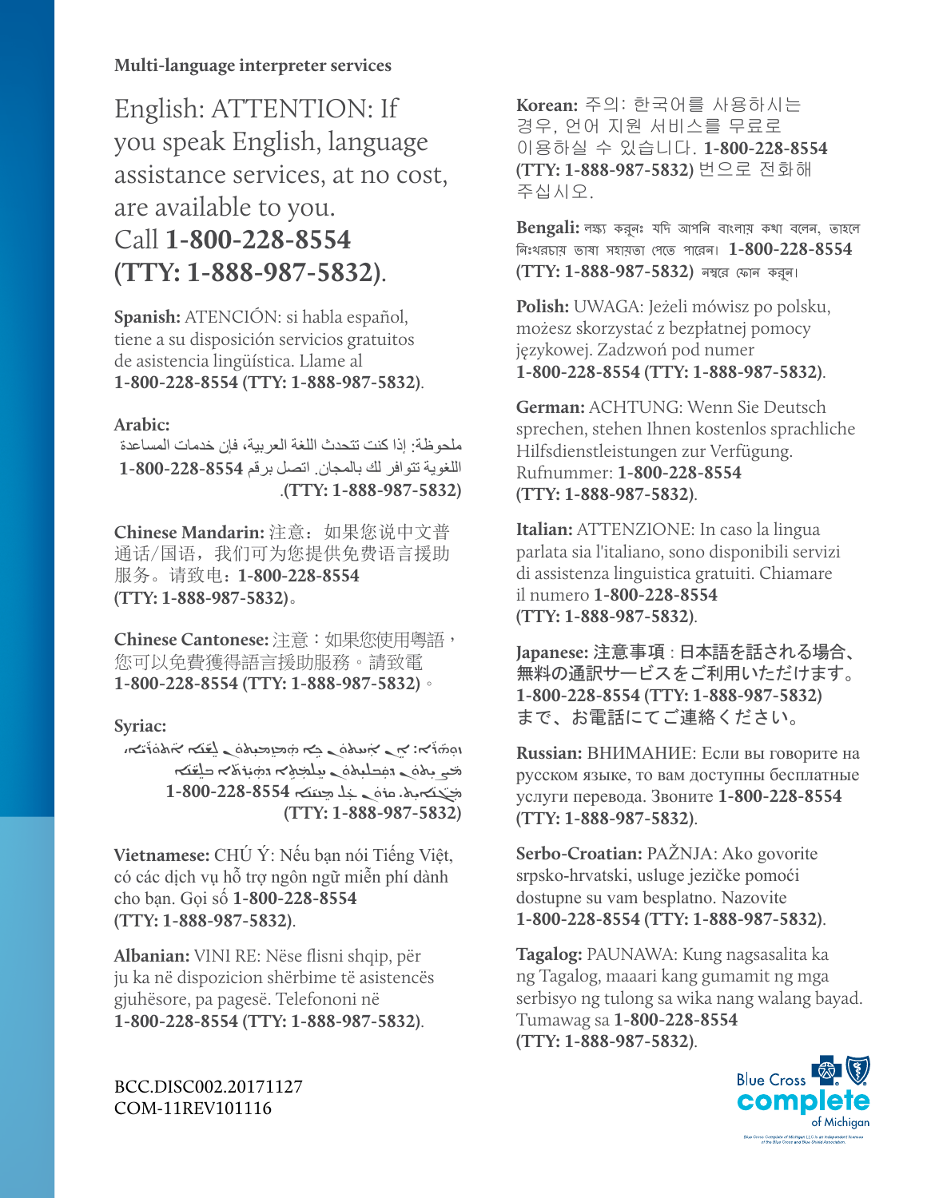**Multi-language interpreter services**

English: ATTENTION: If you speak English, language assistance services, at no cost, are available to you. Call **1-800-228-8554 (TTY: 1-888-987-5832)**.

**Spanish:** ATENCIÓN: si habla español, tiene a su disposición servicios gratuitos de asistencia lingüística. Llame al **1-800-228-8554 (TTY: 1-888-987-5832)**.

**Arabic:**
ملحوظة: إذا كنت تتحدث اللغة العربية، فإن خدمات المساعدة اللغوية تتوافر لك بالمجان. اتصل برقم **1-800-228-8554** **(TTY: 1-888-987-5832)**.

**Chinese Mandarin:** 注意：如果您说中文普通话/国语，我们可为您提供免费语言援助服务。请致电：**1-800-228-8554 (TTY: 1-888-987-5832)**。

**Chinese Cantonese:** 注意：如果您使用粵語，您可以免費獲得語言援助服務。請致電 **1-800-228-8554 (TTY: 1-888-987-5832)**。

**Syriac:**
ܙܘܗܪܐ: ܐܢ ܐܢܬܘܢ ܟܐ ܡܫܬܥܠܝܬܘܢ ܠܫܢܐ ܐܬܘܪܝܐ، ܟܐ ܝܠܗ ܡܬܛܠܒܬܘܢ ܝܠܗܘܢ ܡܥܕܪܢܘܬܐ ܒܠܫܢܐ ܡܓܢܐܝܬ. ܩܪܘܢ ܥܠ ܡܢܝܢܐ **1-800-228-8554** **(TTY: 1-888-987-5832)**

**Vietnamese:** CHÚ Ý: Nếu bạn nói Tiếng Việt, có các dịch vụ hỗ trợ ngôn ngữ miễn phí dành cho bạn. Gọi số **1-800-228-8554 (TTY: 1-888-987-5832)**.

**Albanian:** VINI RE: Nëse flisni shqip, për ju ka në dispozicion shërbime të asistencës gjuhësore, pa pagesë. Telefononi në **1-800-228-8554 (TTY: 1-888-987-5832)**.

**Korean:** 주의: 한국어를 사용하시는 경우, 언어 지원 서비스를 무료로 이용하실 수 있습니다. **1-800-228-8554 (TTY: 1-888-987-5832)** 번으로 전화해 주십시오.

**Bengali:** লক্ষ্য করুনঃ যদি আপনি বাংলায় কথা বলেন, তাহলে নিঃখরচায় ভাষা সহায়তা পেতে পারেন। **1-800-228-8554 (TTY: 1-888-987-5832)** নম্বরে ফোন করুন।

**Polish:** UWAGA: Jeżeli mówisz po polsku, możesz skorzystać z bezpłatnej pomocy językowej. Zadzwoń pod numer **1-800-228-8554 (TTY: 1-888-987-5832)**.

**German:** ACHTUNG: Wenn Sie Deutsch sprechen, stehen Ihnen kostenlos sprachliche Hilfsdienstleistungen zur Verfügung. Rufnummer: **1-800-228-8554 (TTY: 1-888-987-5832)**.

**Italian:** ATTENZIONE: In caso la lingua parlata sia l'italiano, sono disponibili servizi di assistenza linguistica gratuiti. Chiamare il numero **1-800-228-8554 (TTY: 1-888-987-5832)**.

**Japanese:** 注意事項：日本語を話される場合、無料の通訳サービスをご利用いただけます。**1-800-228-8554 (TTY: 1-888-987-5832)** まで、お電話にてご連絡ください。

**Russian:** ВНИМАНИЕ: Если вы говорите на русском языке, то вам доступны бесплатные услуги перевода. Звоните **1-800-228-8554 (TTY: 1-888-987-5832)**.

**Serbo-Croatian:** PAŽNJA: Ako govorite srpsko-hrvatski, usluge jezičke pomoći dostupne su vam besplatno. Nazovite **1-800-228-8554 (TTY: 1-888-987-5832)**.

**Tagalog:** PAUNAWA: Kung nagsasalita ka ng Tagalog, maaari kang gumamit ng mga serbisyo ng tulong sa wika nang walang bayad. Tumawag sa **1-800-228-8554 (TTY: 1-888-987-5832)**.

BCC.DISC002.20171127
COM-11REV101116

Blue Cross complete of Michigan

Blue Cross Complete of Michigan LLC is an independent licensee of the Blue Cross and Blue Shield Association.